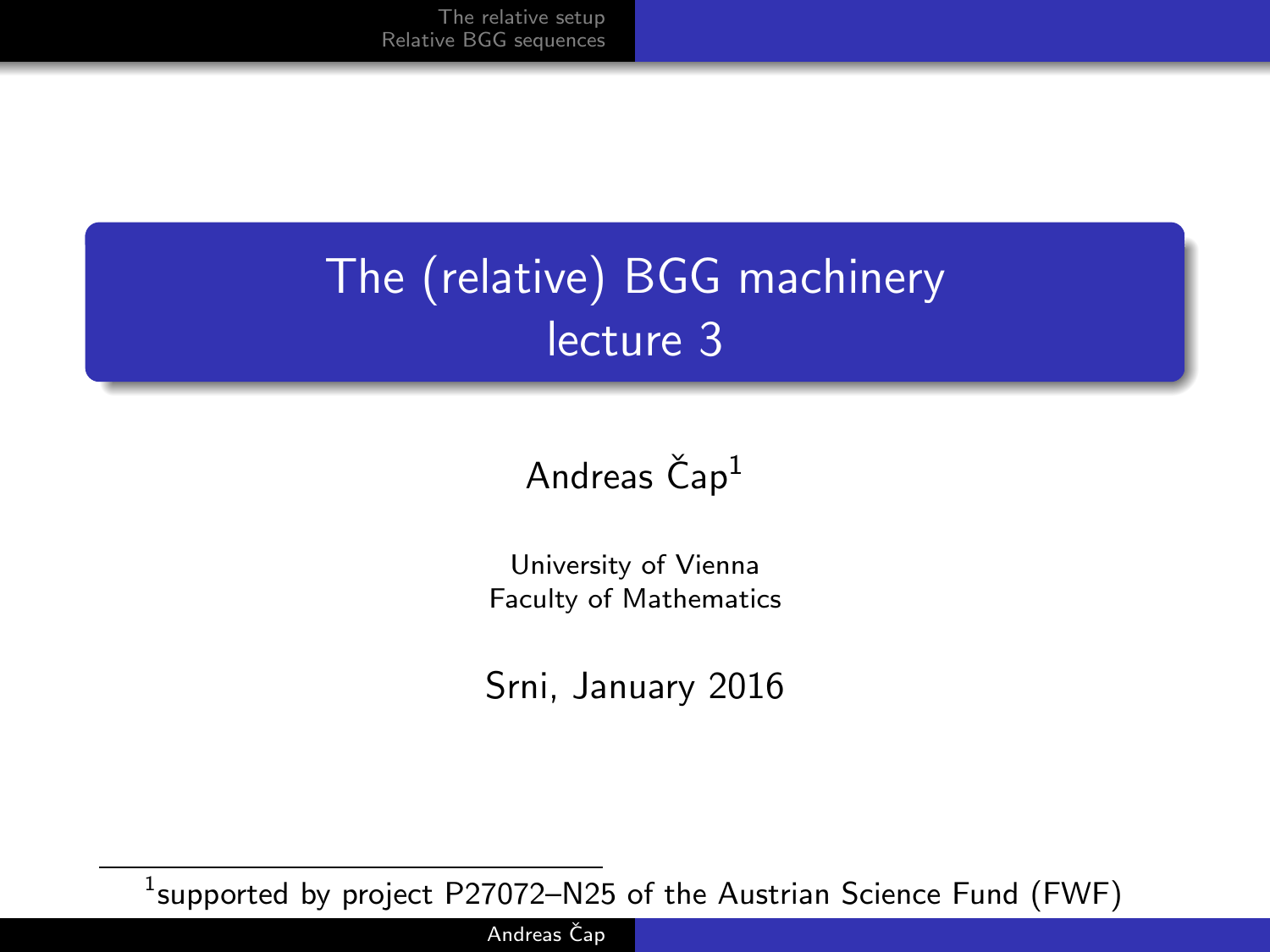# The (relative) BGG machinery
## lecture 3

Andreas Čap[1]

University of Vienna
Faculty of Mathematics

Srni, January 2016

[1]supported by project P27072–N25 of the Austrian Science Fund (FWF)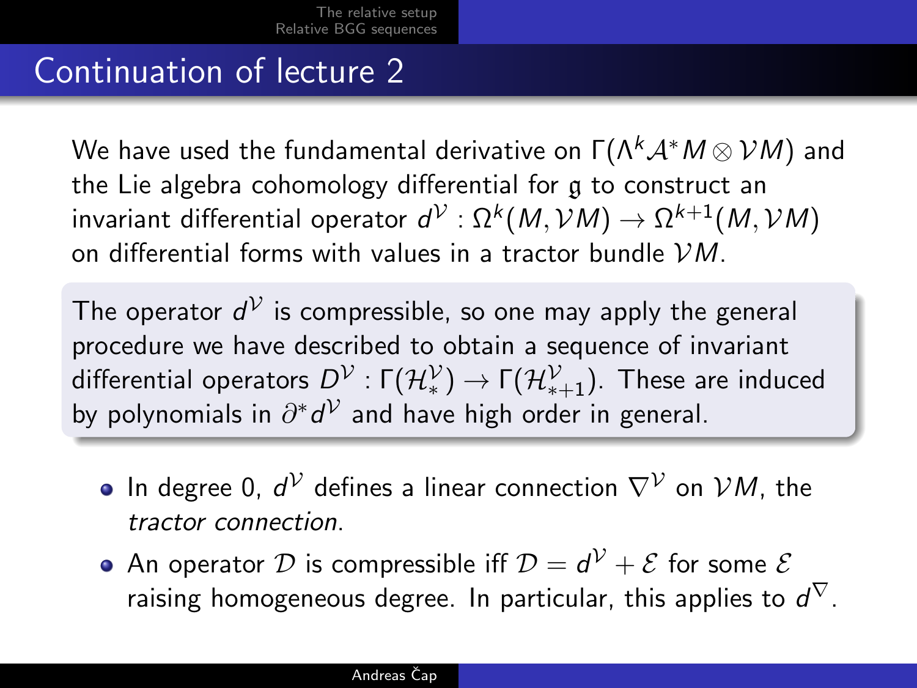## Continuation of lecture 2

We have used the fundamental derivative on $\Gamma(\Lambda^k \mathcal{A}^* M \otimes \mathcal{V}M)$ and the Lie algebra cohomology differential for $\mathfrak{g}$ to construct an invariant differential operator $d^{\mathcal{V}} : \Omega^k(M, \mathcal{V}M) \to \Omega^{k+1}(M, \mathcal{V}M)$ on differential forms with values in a tractor bundle $\mathcal{V}M$.

The operator $d^{\mathcal{V}}$ is compressible, so one may apply the general procedure we have described to obtain a sequence of invariant differential operators $D^{\mathcal{V}} : \Gamma(\mathcal{H}^{\mathcal{V}}_*) \to \Gamma(\mathcal{H}^{\mathcal{V}}_{*+1})$. These are induced by polynomials in $\partial^* d^{\mathcal{V}}$ and have high order in general.

- In degree 0, $d^{\mathcal{V}}$ defines a linear connection $\nabla^{\mathcal{V}}$ on $\mathcal{V}M$, the *tractor connection*.
- An operator $\mathcal{D}$ is compressible iff $\mathcal{D} = d^{\mathcal{V}} + \mathcal{E}$ for some $\mathcal{E}$ raising homogeneous degree. In particular, this applies to $d^{\nabla}$.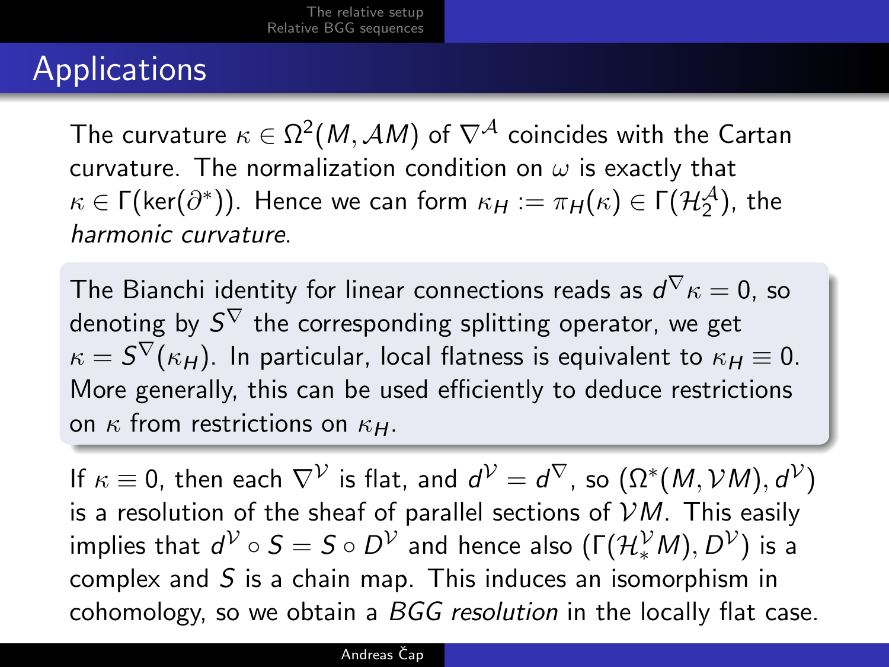# Applications

The curvature $\kappa \in \Omega^2(M, \mathcal{A}M)$ of $\nabla^{\mathcal{A}}$ coincides with the Cartan curvature. The normalization condition on $\omega$ is exactly that $\kappa \in \Gamma(\ker(\partial^*))$. Hence we can form $\kappa_H := \pi_H(\kappa) \in \Gamma(\mathcal{H}_2^{\mathcal{A}})$, the *harmonic curvature*.

The Bianchi identity for linear connections reads as $d^{\nabla}\kappa = 0$, so denoting by $S^{\nabla}$ the corresponding splitting operator, we get $\kappa = S^{\nabla}(\kappa_H)$. In particular, local flatness is equivalent to $\kappa_H \equiv 0$. More generally, this can be used efficiently to deduce restrictions on $\kappa$ from restrictions on $\kappa_H$.

If $\kappa \equiv 0$, then each $\nabla^{\mathcal{V}}$ is flat, and $d^{\mathcal{V}} = d^{\nabla}$, so $(\Omega^*(M, \mathcal{V}M), d^{\mathcal{V}})$ is a resolution of the sheaf of parallel sections of $\mathcal{V}M$. This easily implies that $d^{\mathcal{V}} \circ S = S \circ D^{\mathcal{V}}$ and hence also $(\Gamma(\mathcal{H}_*^{\mathcal{V}}M), D^{\mathcal{V}})$ is a complex and $S$ is a chain map. This induces an isomorphism in cohomology, so we obtain a *BGG resolution* in the locally flat case.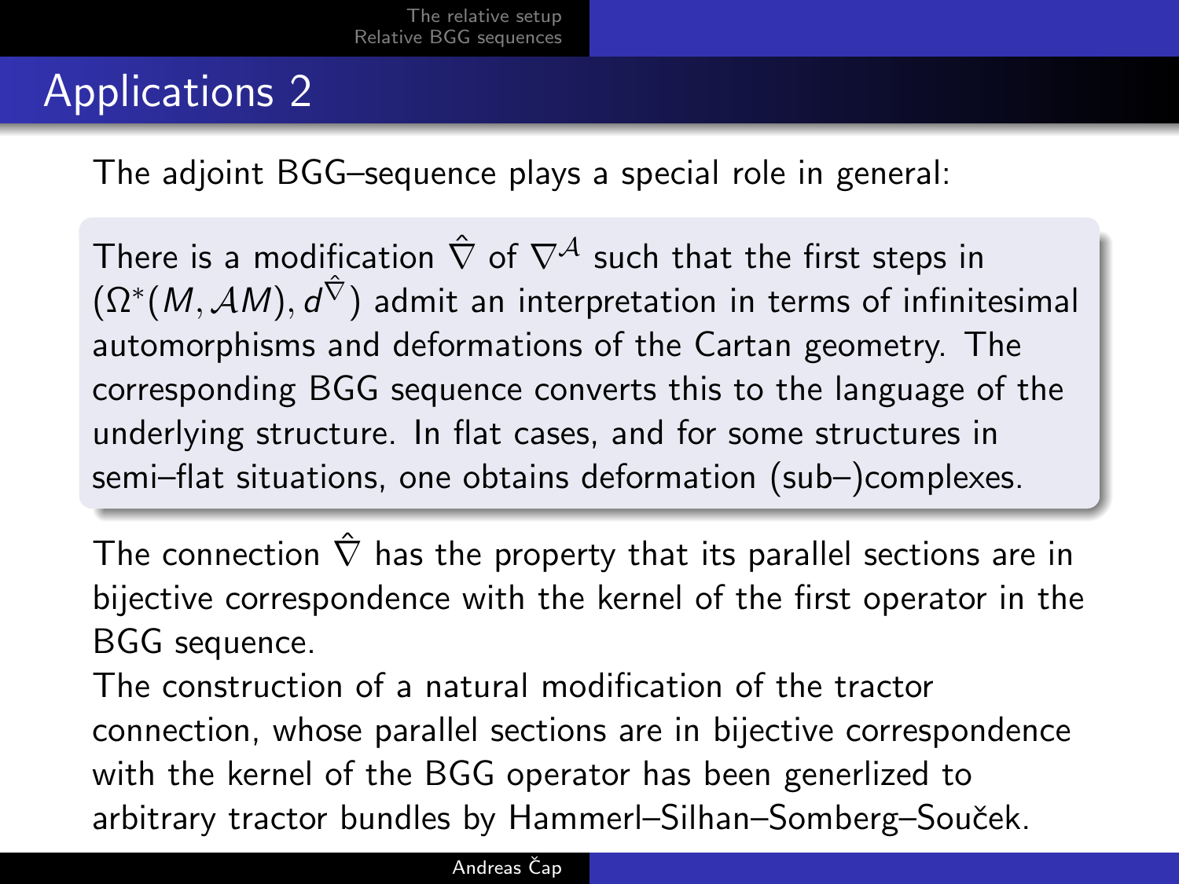# Applications 2

The adjoint BGG–sequence plays a special role in general:

> There is a modification $\hat{\nabla}$ of $\nabla^{\mathcal{A}}$ such that the first steps in $(\Omega^*(M, \mathcal{A}M), d^{\hat{\nabla}})$ admit an interpretation in terms of infinitesimal automorphisms and deformations of the Cartan geometry. The corresponding BGG sequence converts this to the language of the underlying structure. In flat cases, and for some structures in semi–flat situations, one obtains deformation (sub–)complexes.

The connection $\hat{\nabla}$ has the property that its parallel sections are in bijective correspondence with the kernel of the first operator in the BGG sequence.

The construction of a natural modification of the tractor connection, whose parallel sections are in bijective correspondence with the kernel of the BGG operator has been generlized to arbitrary tractor bundles by Hammerl–Silhan–Somberg–Souček.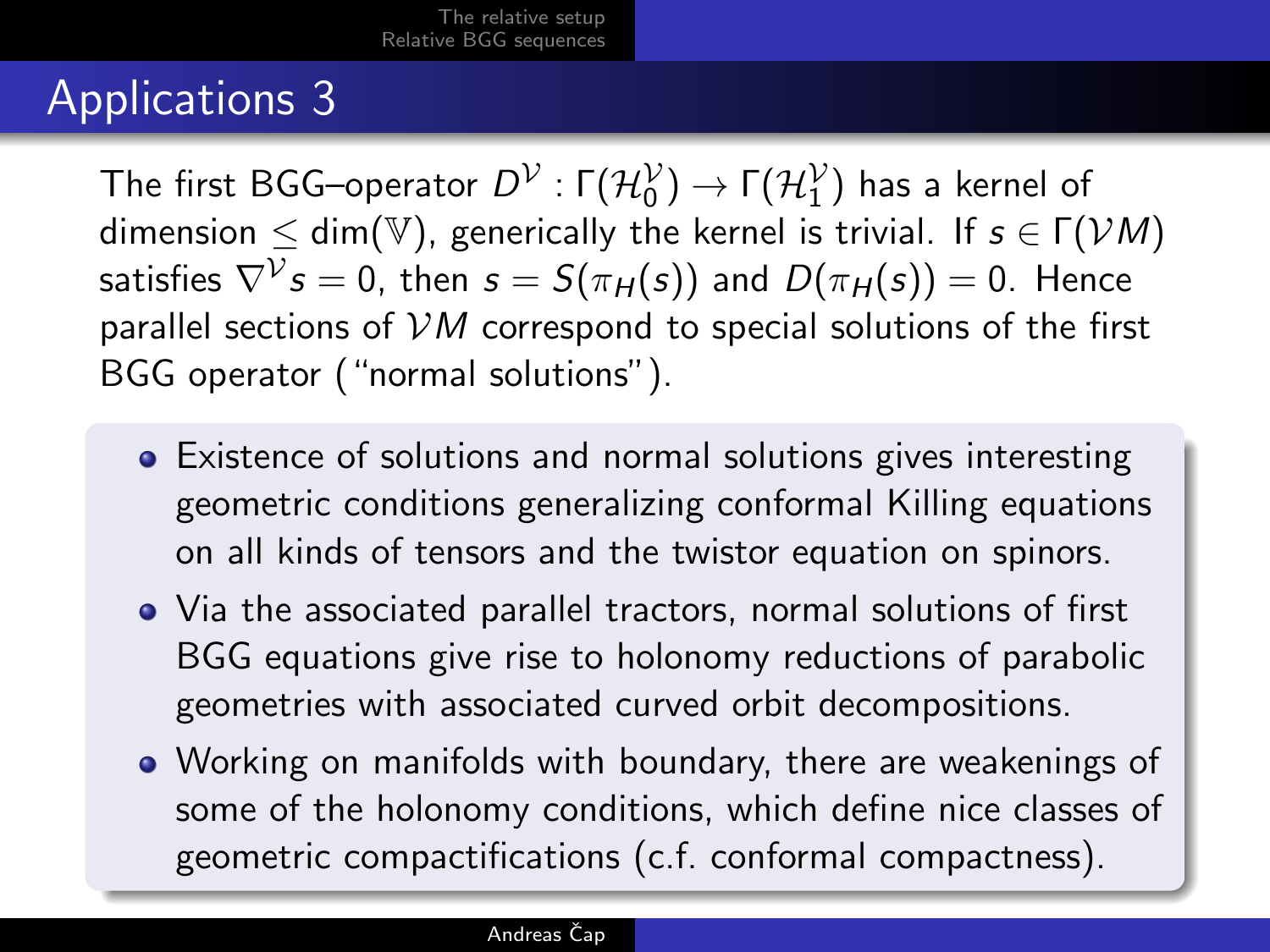# Applications 3

The first BGG–operator $D^{\mathcal{V}} : \Gamma(\mathcal{H}_0^{\mathcal{V}}) \to \Gamma(\mathcal{H}_1^{\mathcal{V}})$ has a kernel of dimension $\leq \dim(\mathbb{V})$, generically the kernel is trivial. If $s \in \Gamma(\mathcal{V}M)$ satisfies $\nabla^{\mathcal{V}} s = 0$, then $s = S(\pi_H(s))$ and $D(\pi_H(s)) = 0$. Hence parallel sections of $\mathcal{V}M$ correspond to special solutions of the first BGG operator ("normal solutions").

- Existence of solutions and normal solutions gives interesting geometric conditions generalizing conformal Killing equations on all kinds of tensors and the twistor equation on spinors.
- Via the associated parallel tractors, normal solutions of first BGG equations give rise to holonomy reductions of parabolic geometries with associated curved orbit decompositions.
- Working on manifolds with boundary, there are weakenings of some of the holonomy conditions, which define nice classes of geometric compactifications (c.f. conformal compactness).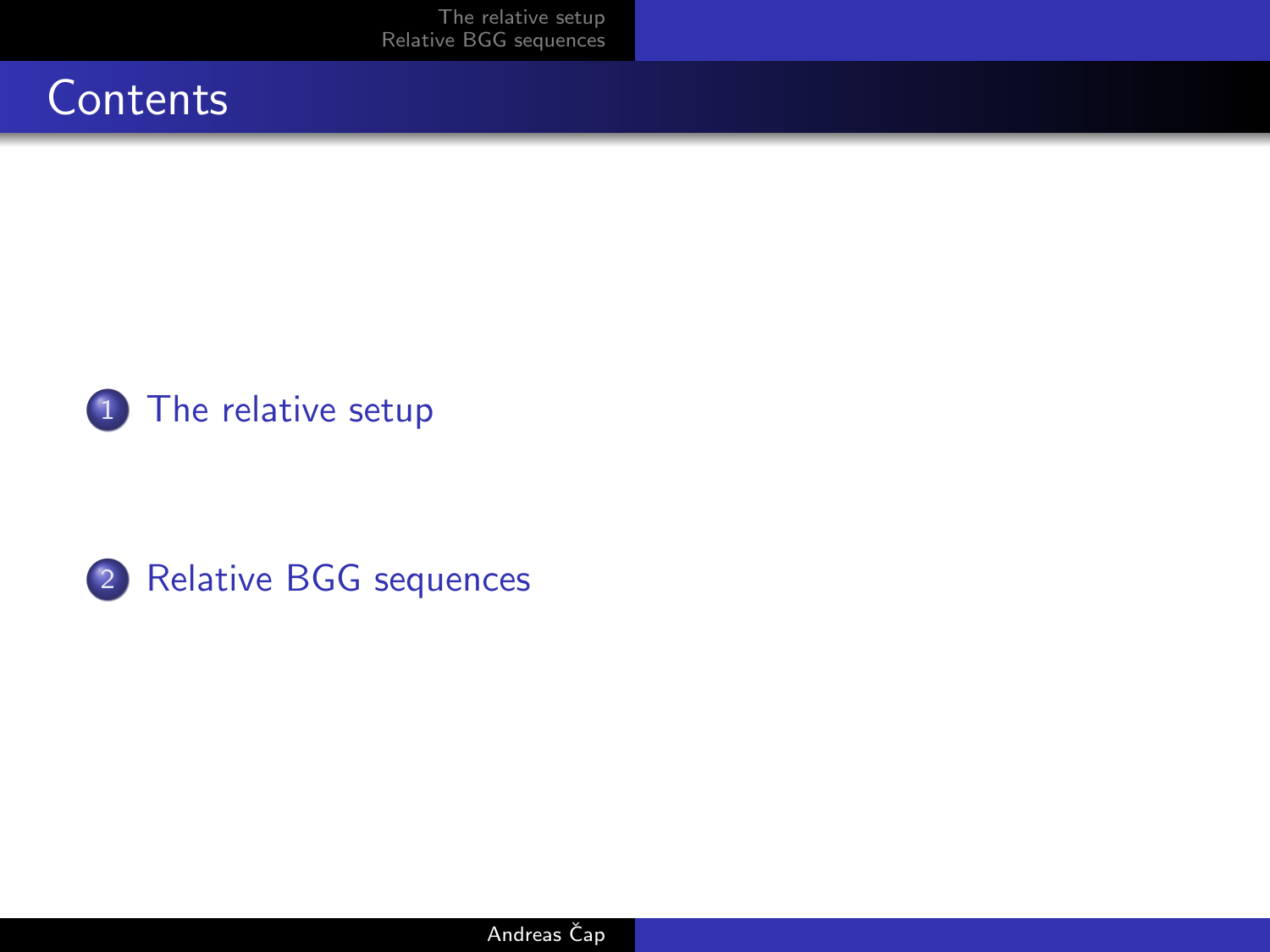# Contents

1. The relative setup
2. Relative BGG sequences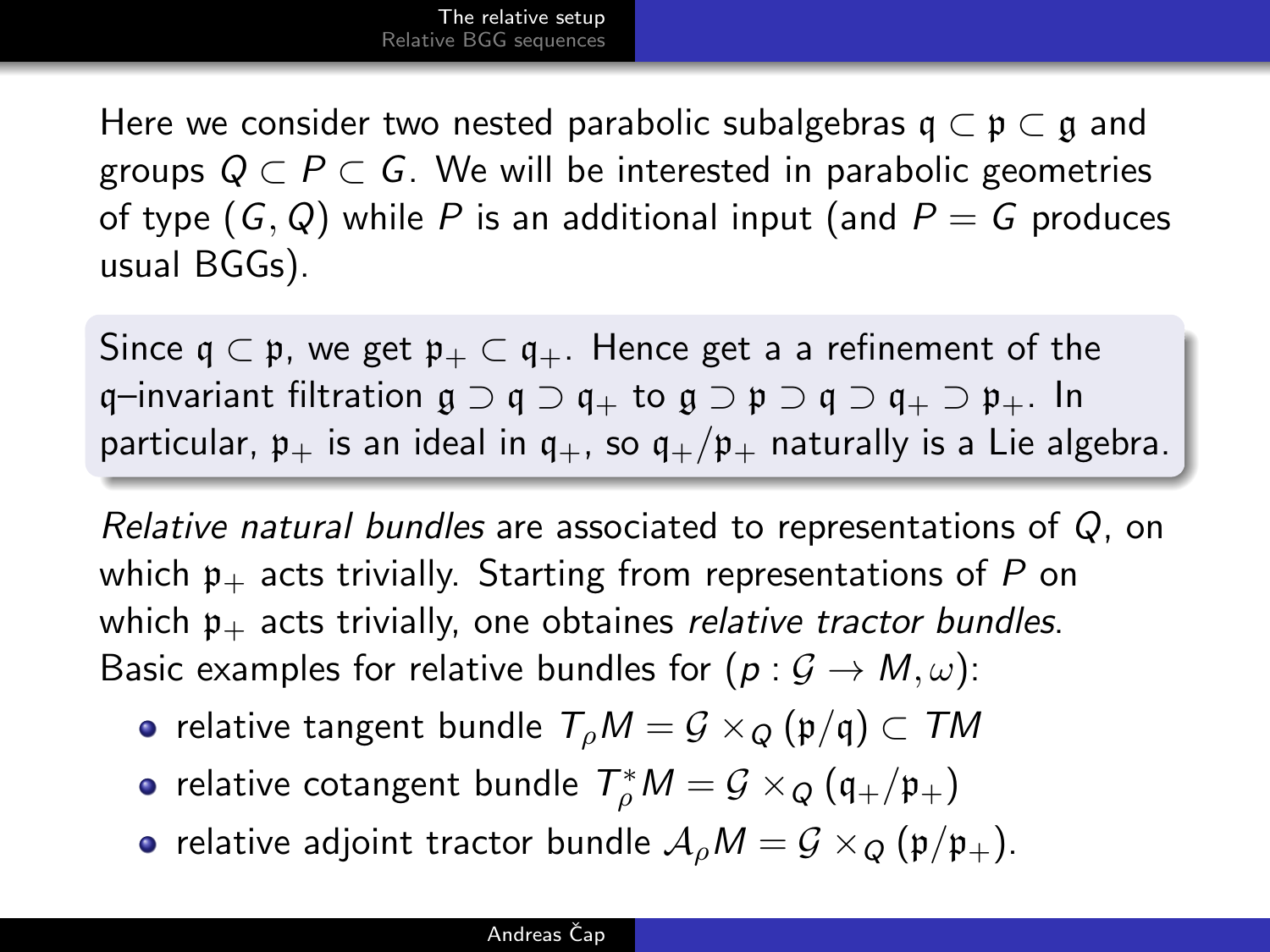Here we consider two nested parabolic subalgebras $\mathfrak{q} \subset \mathfrak{p} \subset \mathfrak{g}$ and groups $Q \subset P \subset G$. We will be interested in parabolic geometries of type $(G, Q)$ while $P$ is an additional input (and $P = G$ produces usual BGGs).

Since $\mathfrak{q} \subset \mathfrak{p}$, we get $\mathfrak{p}_+ \subset \mathfrak{q}_+$. Hence get a a refinement of the $\mathfrak{q}$–invariant filtration $\mathfrak{g} \supset \mathfrak{q} \supset \mathfrak{q}_+$ to $\mathfrak{g} \supset \mathfrak{p} \supset \mathfrak{q} \supset \mathfrak{q}_+ \supset \mathfrak{p}_+$. In particular, $\mathfrak{p}_+$ is an ideal in $\mathfrak{q}_+$, so $\mathfrak{q}_+/\mathfrak{p}_+$ naturally is a Lie algebra.

*Relative natural bundles* are associated to representations of $Q$, on which $\mathfrak{p}_+$ acts trivially. Starting from representations of $P$ on which $\mathfrak{p}_+$ acts trivially, one obtaines *relative tractor bundles*. Basic examples for relative bundles for $(p : \mathcal{G} \to M, \omega)$:

- relative tangent bundle $T_\rho M = \mathcal{G} \times_Q (\mathfrak{p}/\mathfrak{q}) \subset TM$
- relative cotangent bundle $T^*_\rho M = \mathcal{G} \times_Q (\mathfrak{q}_+/\mathfrak{p}_+)$
- relative adjoint tractor bundle $\mathcal{A}_\rho M = \mathcal{G} \times_Q (\mathfrak{p}/\mathfrak{p}_+)$.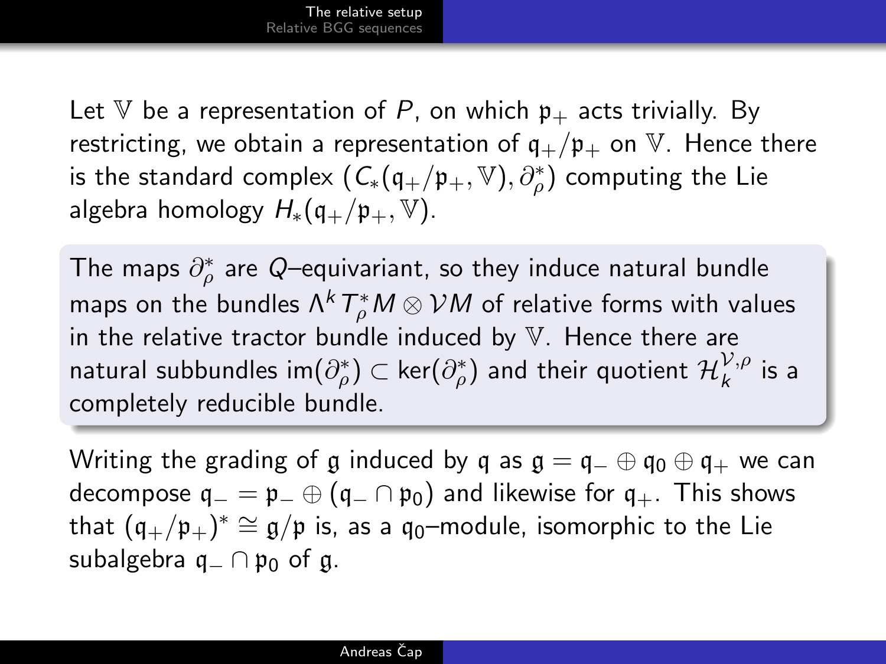Let $\mathbb{V}$ be a representation of $P$, on which $\mathfrak{p}_+$ acts trivially. By restricting, we obtain a representation of $\mathfrak{q}_+/\mathfrak{p}_+$ on $\mathbb{V}$. Hence there is the standard complex $(C_*(\mathfrak{q}_+/\mathfrak{p}_+, \mathbb{V}), \partial^*_\rho)$ computing the Lie algebra homology $H_*(\mathfrak{q}_+/\mathfrak{p}_+, \mathbb{V})$.

The maps $\partial^*_\rho$ are $Q$–equivariant, so they induce natural bundle maps on the bundles $\Lambda^k T^*_\rho M \otimes \mathcal{V}M$ of relative forms with values in the relative tractor bundle induced by $\mathbb{V}$. Hence there are natural subbundles $\operatorname{im}(\partial^*_\rho) \subset \ker(\partial^*_\rho)$ and their quotient $\mathcal{H}_k^{\mathcal{V},\rho}$ is a completely reducible bundle.

Writing the grading of $\mathfrak{g}$ induced by $\mathfrak{q}$ as $\mathfrak{g} = \mathfrak{q}_- \oplus \mathfrak{q}_0 \oplus \mathfrak{q}_+$ we can decompose $\mathfrak{q}_- = \mathfrak{p}_- \oplus (\mathfrak{q}_- \cap \mathfrak{p}_0)$ and likewise for $\mathfrak{q}_+$. This shows that $(\mathfrak{q}_+/\mathfrak{p}_+)^* \cong \mathfrak{g}/\mathfrak{p}$ is, as a $\mathfrak{q}_0$–module, isomorphic to the Lie subalgebra $\mathfrak{q}_- \cap \mathfrak{p}_0$ of $\mathfrak{g}$.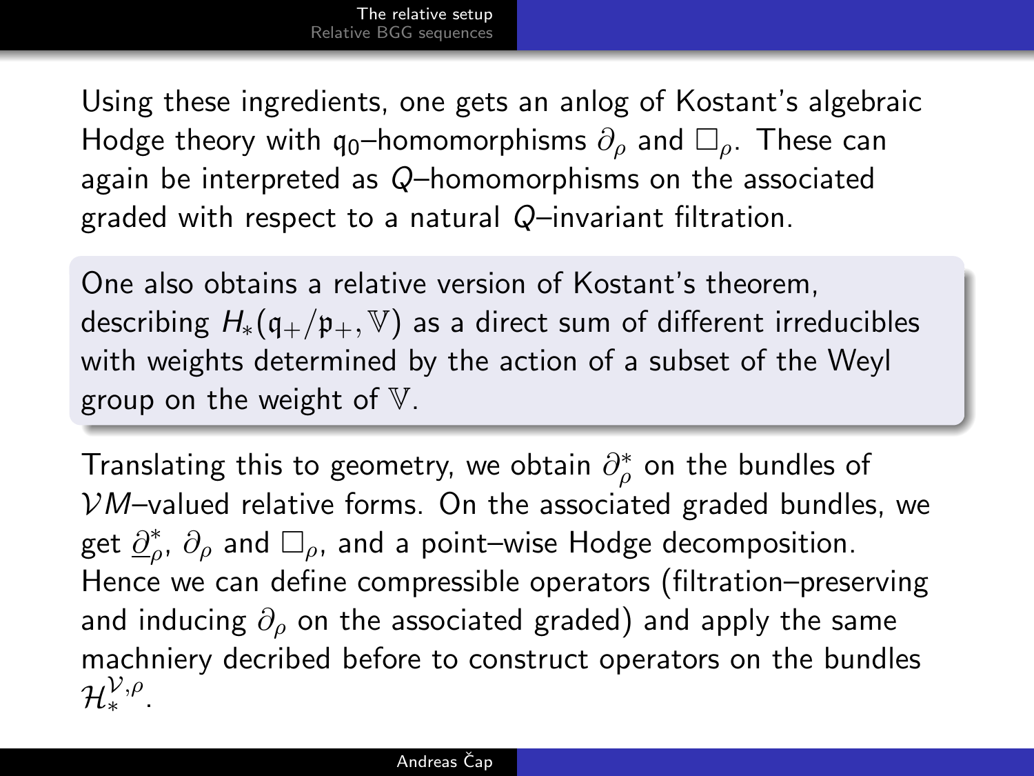Using these ingredients, one gets an anlog of Kostant's algebraic Hodge theory with $\mathfrak{q}_0$–homomorphisms $\partial_\rho$ and $\Box_\rho$. These can again be interpreted as $Q$–homomorphisms on the associated graded with respect to a natural $Q$–invariant filtration.

One also obtains a relative version of Kostant's theorem, describing $H_*(\mathfrak{q}_+/\mathfrak{p}_+, \mathbb{V})$ as a direct sum of different irreducibles with weights determined by the action of a subset of the Weyl group on the weight of $\mathbb{V}$.

Translating this to geometry, we obtain $\partial^*_\rho$ on the bundles of $\mathcal{V}M$–valued relative forms. On the associated graded bundles, we get $\underline{\partial}^*_\rho$, $\partial_\rho$ and $\Box_\rho$, and a point–wise Hodge decomposition. Hence we can define compressible operators (filtration–preserving and inducing $\partial_\rho$ on the associated graded) and apply the same machniery decribed before to construct operators on the bundles $\mathcal{H}^{\mathcal{V},\rho}_*$.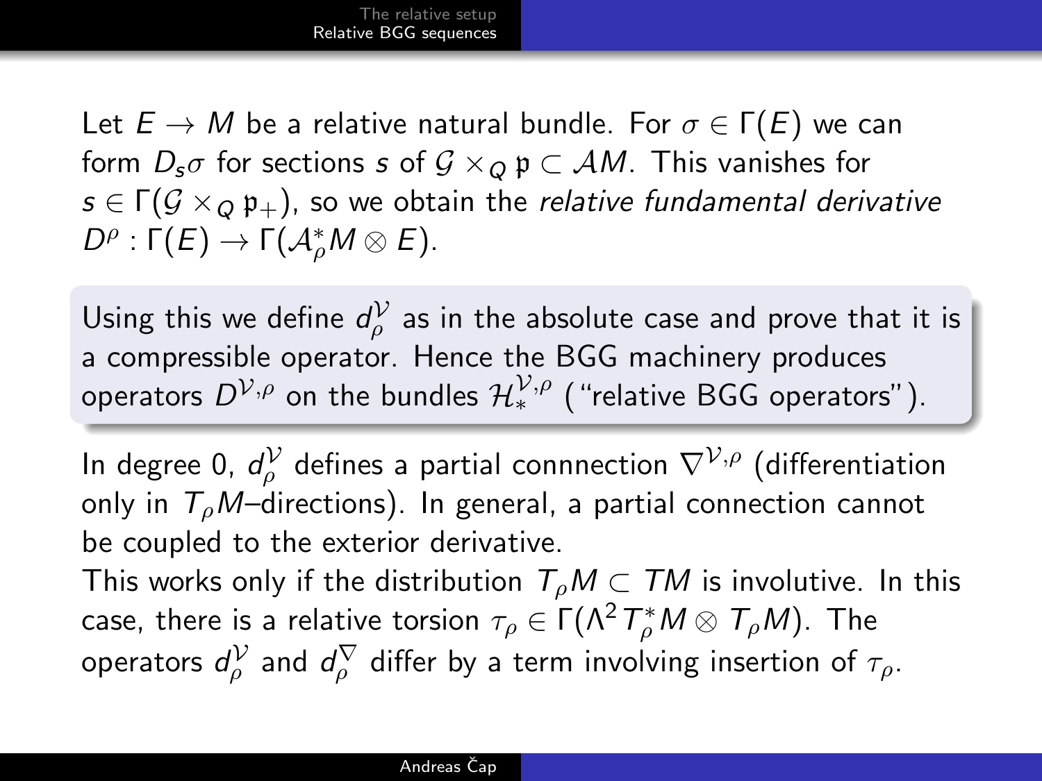Let $E \to M$ be a relative natural bundle. For $\sigma \in \Gamma(E)$ we can form $D_s\sigma$ for sections $s$ of $\mathcal{G} \times_Q \mathfrak{p} \subset \mathcal{A}M$. This vanishes for $s \in \Gamma(\mathcal{G} \times_Q \mathfrak{p}_+)$, so we obtain the *relative fundamental derivative* $D^\rho : \Gamma(E) \to \Gamma(\mathcal{A}^*_\rho M \otimes E)$.

Using this we define $d^{\mathcal{V}}_\rho$ as in the absolute case and prove that it is a compressible operator. Hence the BGG machinery produces operators $D^{\mathcal{V},\rho}$ on the bundles $\mathcal{H}^{\mathcal{V},\rho}_*$ ("relative BGG operators").

In degree 0, $d^{\mathcal{V}}_\rho$ defines a partial connnection $\nabla^{\mathcal{V},\rho}$ (differentiation only in $T_\rho M$–directions). In general, a partial connection cannot be coupled to the exterior derivative.

This works only if the distribution $T_\rho M \subset TM$ is involutive. In this case, there is a relative torsion $\tau_\rho \in \Gamma(\Lambda^2 T^*_\rho M \otimes T_\rho M)$. The operators $d^{\mathcal{V}}_\rho$ and $d^{\nabla}_\rho$ differ by a term involving insertion of $\tau_\rho$.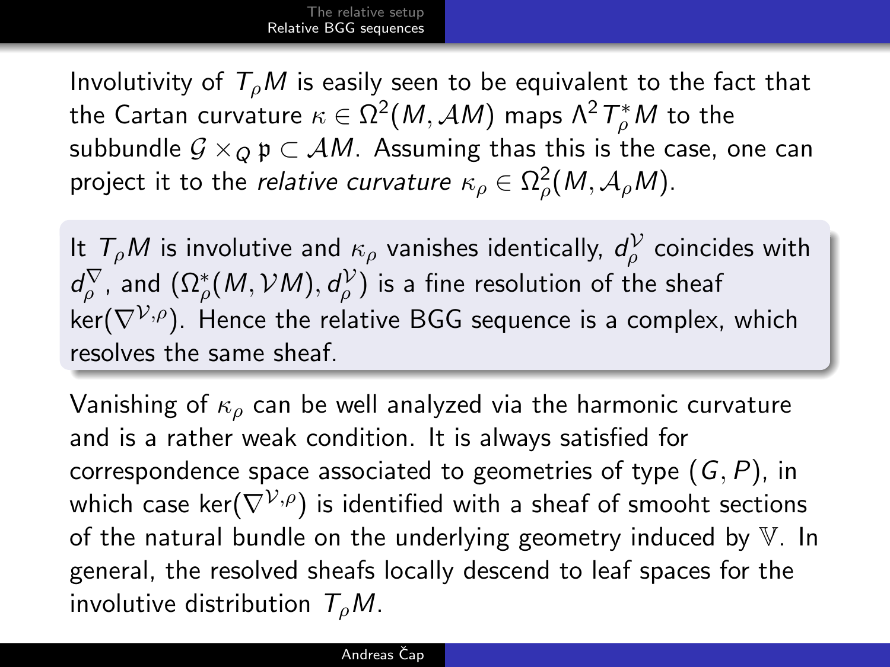Involutivity of $T_\rho M$ is easily seen to be equivalent to the fact that the Cartan curvature $\kappa \in \Omega^2(M, \mathcal{A}M)$ maps $\Lambda^2 T^*_\rho M$ to the subbundle $\mathcal{G} \times_Q \mathfrak{p} \subset \mathcal{A}M$. Assuming thas this is the case, one can project it to the *relative curvature* $\kappa_\rho \in \Omega^2_\rho(M, \mathcal{A}_\rho M)$.

It $T_\rho M$ is involutive and $\kappa_\rho$ vanishes identically, $d^{\mathcal{V}}_\rho$ coincides with $d^\nabla_\rho$, and $(\Omega^*_\rho(M, \mathcal{V}M), d^{\mathcal{V}}_\rho)$ is a fine resolution of the sheaf $\ker(\nabla^{\mathcal{V},\rho})$. Hence the relative BGG sequence is a complex, which resolves the same sheaf.

Vanishing of $\kappa_\rho$ can be well analyzed via the harmonic curvature and is a rather weak condition. It is always satisfied for correspondence space associated to geometries of type $(G, P)$, in which case $\ker(\nabla^{\mathcal{V},\rho})$ is identified with a sheaf of smooht sections of the natural bundle on the underlying geometry induced by $\mathbb{V}$. In general, the resolved sheafs locally descend to leaf spaces for the involutive distribution $T_\rho M$.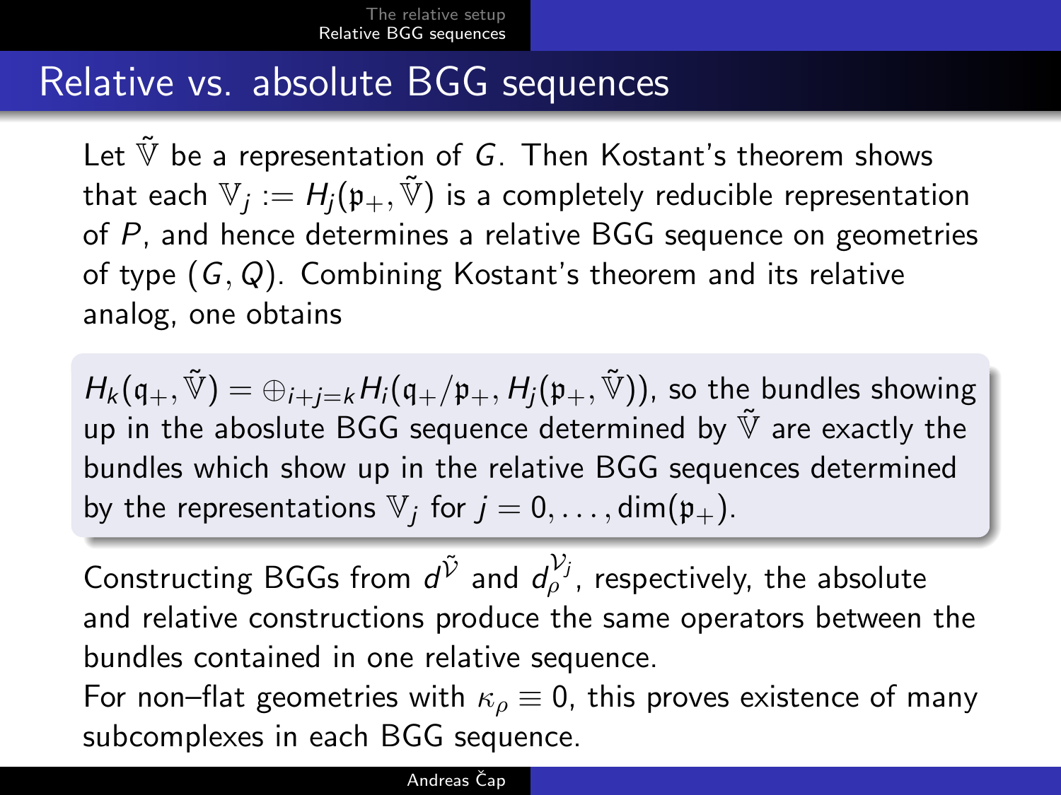## Relative vs. absolute BGG sequences

Let $\tilde{\mathbb{V}}$ be a representation of $G$. Then Kostant's theorem shows that each $\mathbb{V}_j := H_j(\mathfrak{p}_+, \tilde{\mathbb{V}})$ is a completely reducible representation of $P$, and hence determines a relative BGG sequence on geometries of type $(G, Q)$. Combining Kostant's theorem and its relative analog, one obtains

> $H_k(\mathfrak{q}_+, \tilde{\mathbb{V}}) = \oplus_{i+j=k} H_i(\mathfrak{q}_+/\mathfrak{p}_+, H_j(\mathfrak{p}_+, \tilde{\mathbb{V}}))$, so the bundles showing up in the aboslute BGG sequence determined by $\tilde{\mathbb{V}}$ are exactly the bundles which show up in the relative BGG sequences determined by the representations $\mathbb{V}_j$ for $j = 0, \dots, \dim(\mathfrak{p}_+)$.

Constructing BGGs from $d^{\tilde{\mathcal{V}}}$ and $d_\rho^{\mathcal{V}_j}$, respectively, the absolute and relative constructions produce the same operators between the bundles contained in one relative sequence.

For non–flat geometries with $\kappa_\rho \equiv 0$, this proves existence of many subcomplexes in each BGG sequence.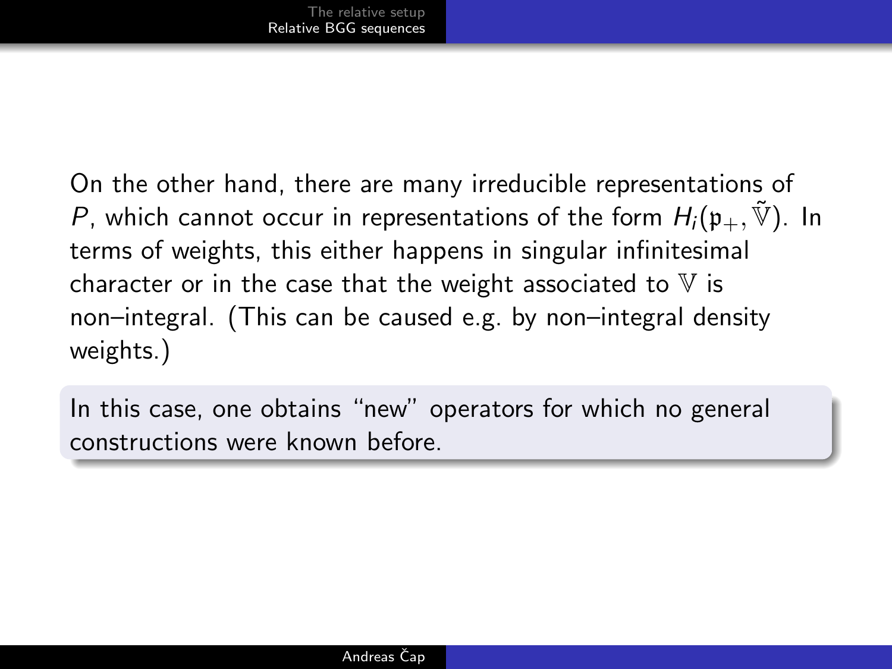On the other hand, there are many irreducible representations of $P$, which cannot occur in representations of the form $H_i(\mathfrak{p}_+, \tilde{\mathbb{V}})$. In terms of weights, this either happens in singular infinitesimal character or in the case that the weight associated to $\mathbb{V}$ is non–integral. (This can be caused e.g. by non–integral density weights.)

In this case, one obtains "new" operators for which no general constructions were known before.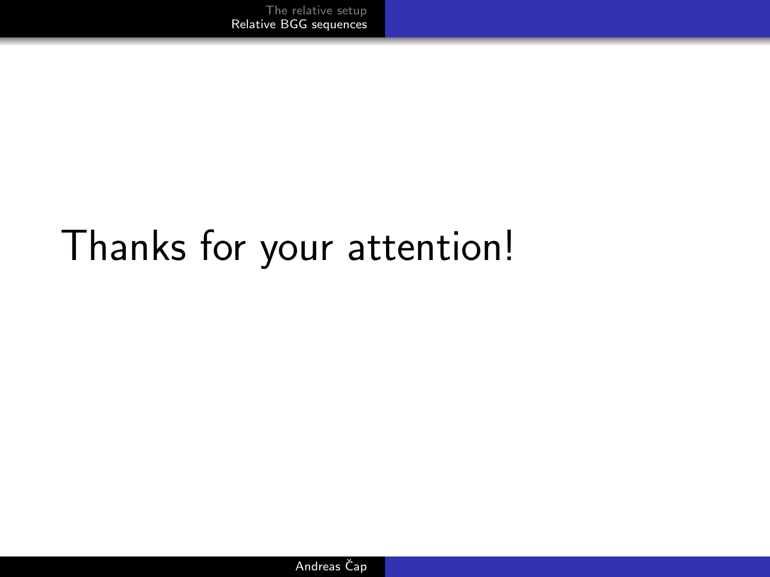Thanks for your attention!